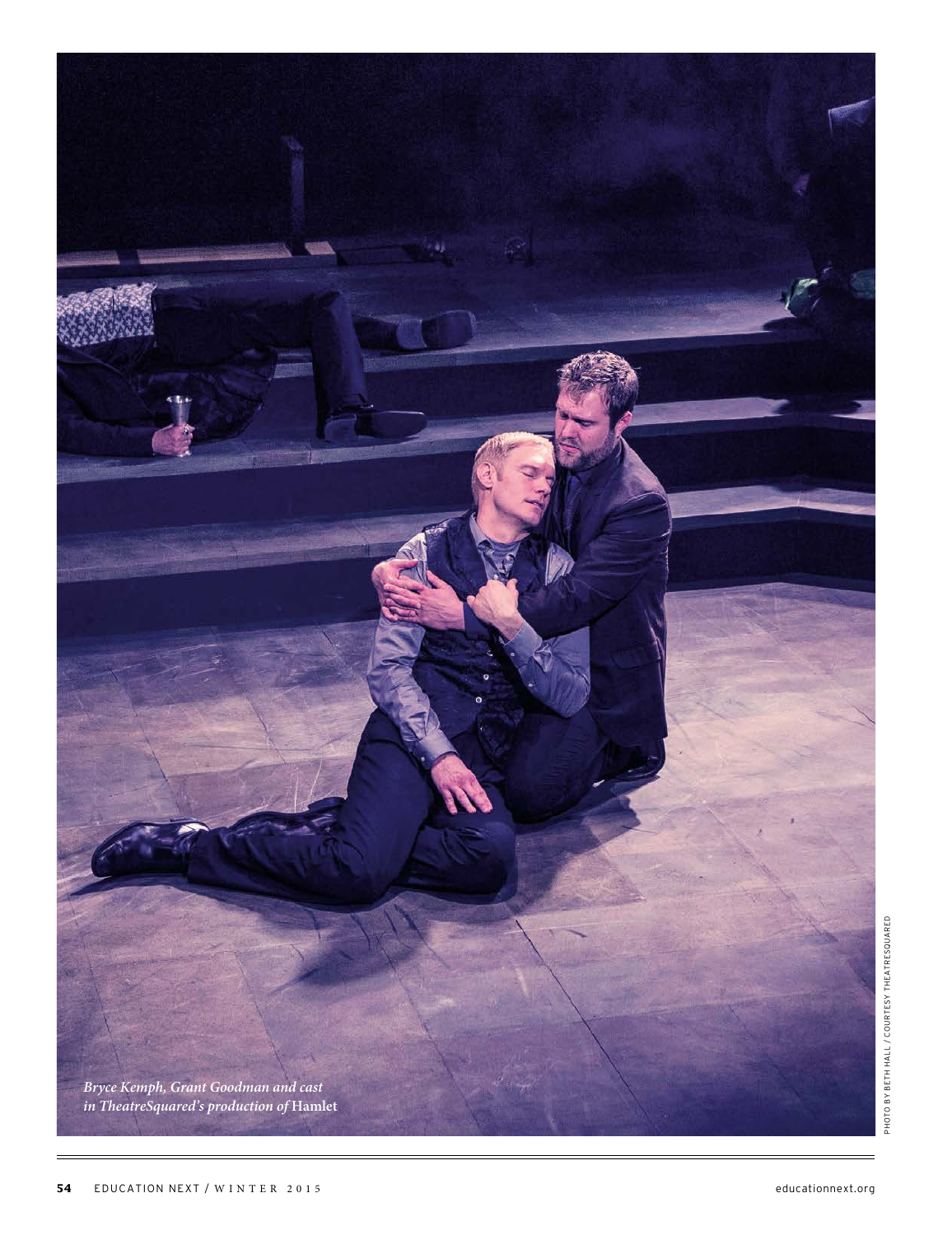*Bryce Kemph, Grant Goodman and cast in TheatreSquared's production of* **Hamlet**

PHOTO BY BETH HALL / COURTESY THEATRESQUARED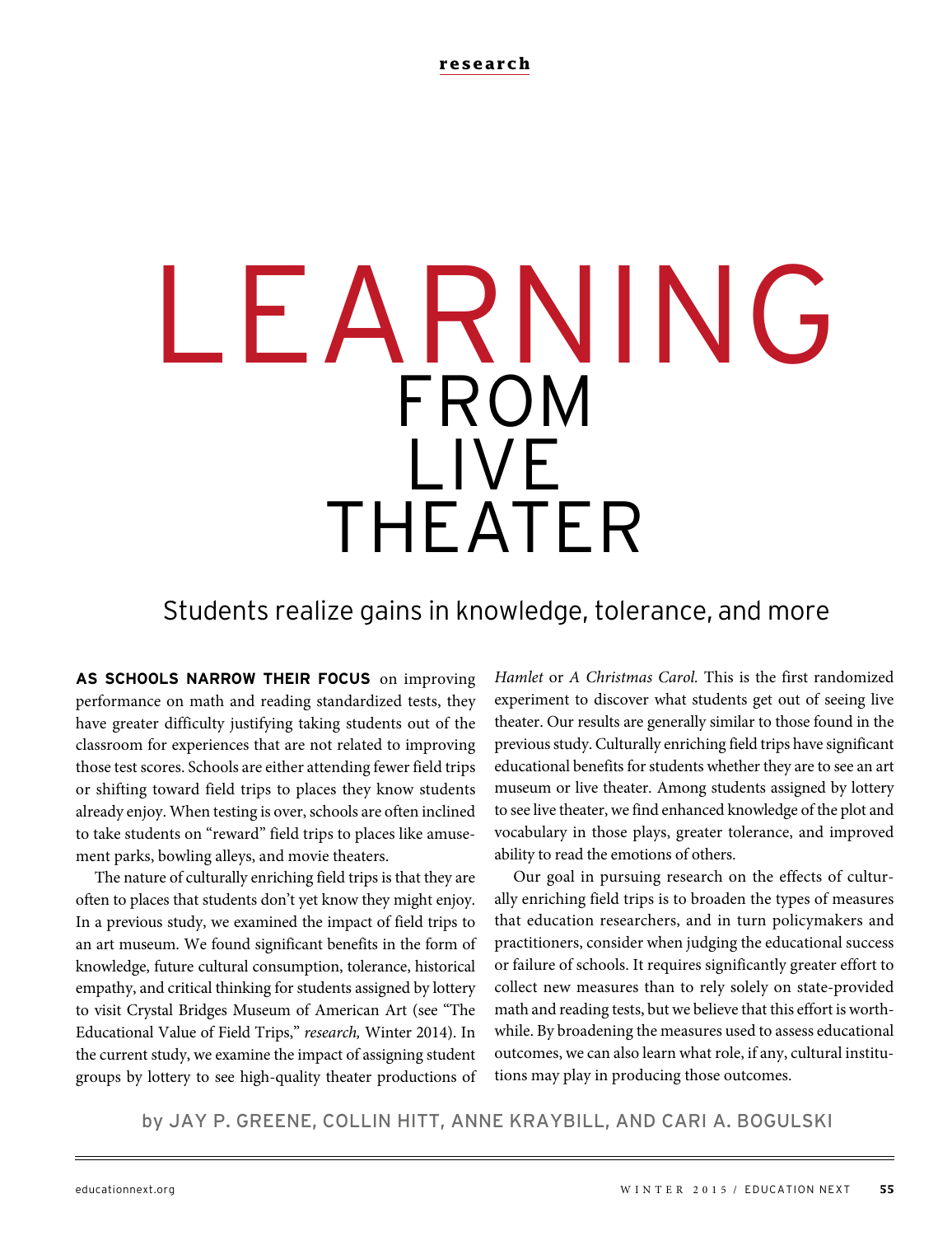research

# LEARNING FROM LIVE THEATER

## Students realize gains in knowledge, tolerance, and more

**AS SCHOOLS NARROW THEIR FOCUS** on improving performance on math and reading standardized tests, they have greater difficulty justifying taking students out of the classroom for experiences that are not related to improving those test scores. Schools are either attending fewer field trips or shifting toward field trips to places they know students already enjoy. When testing is over, schools are often inclined to take students on "reward" field trips to places like amusement parks, bowling alleys, and movie theaters.

The nature of culturally enriching field trips is that they are often to places that students don't yet know they might enjoy. In a previous study, we examined the impact of field trips to an art museum. We found significant benefits in the form of knowledge, future cultural consumption, tolerance, historical empathy, and critical thinking for students assigned by lottery to visit Crystal Bridges Museum of American Art (see "The Educational Value of Field Trips," *research,* Winter 2014). In the current study, we examine the impact of assigning student groups by lottery to see high-quality theater productions of *Hamlet* or *A Christmas Carol.* This is the first randomized experiment to discover what students get out of seeing live theater. Our results are generally similar to those found in the previous study. Culturally enriching field trips have significant educational benefits for students whether they are to see an art museum or live theater. Among students assigned by lottery to see live theater, we find enhanced knowledge of the plot and vocabulary in those plays, greater tolerance, and improved ability to read the emotions of others.

Our goal in pursuing research on the effects of culturally enriching field trips is to broaden the types of measures that education researchers, and in turn policymakers and practitioners, consider when judging the educational success or failure of schools. It requires significantly greater effort to collect new measures than to rely solely on state-provided math and reading tests, but we believe that this effort is worthwhile. By broadening the measures used to assess educational outcomes, we can also learn what role, if any, cultural institutions may play in producing those outcomes.

by JAY P. GREENE, COLLIN HITT, ANNE KRAYBILL, AND CARI A. BOGULSKI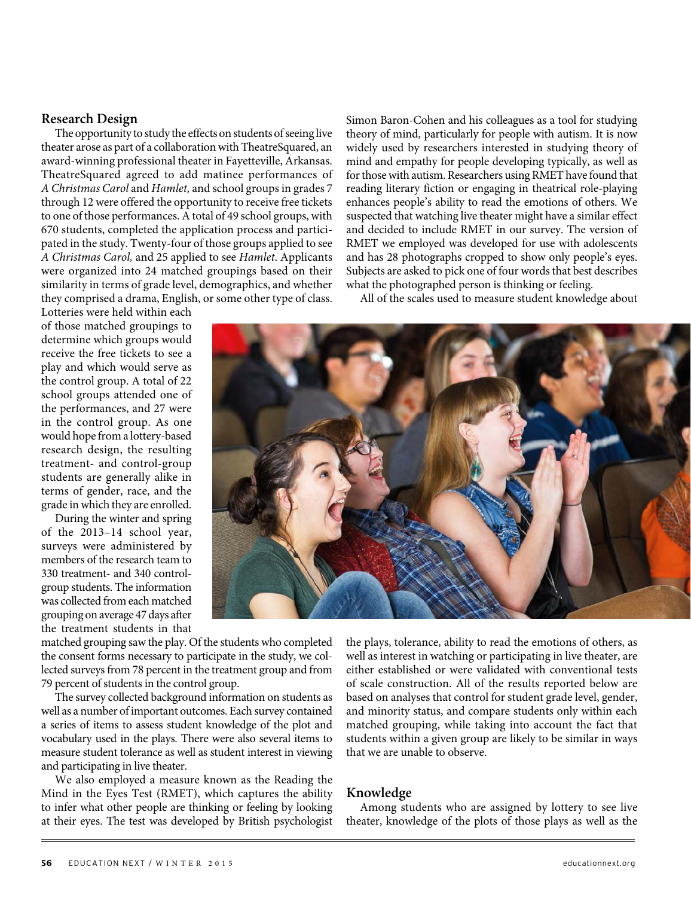## Research Design

The opportunity to study the effects on students of seeing live theater arose as part of a collaboration with TheatreSquared, an award-winning professional theater in Fayetteville, Arkansas. TheatreSquared agreed to add matinee performances of *A Christmas Carol* and *Hamlet,* and school groups in grades 7 through 12 were offered the opportunity to receive free tickets to one of those performances. A total of 49 school groups, with 670 students, completed the application process and participated in the study. Twenty-four of those groups applied to see *A Christmas Carol,* and 25 applied to see *Hamlet*. Applicants were organized into 24 matched groupings based on their similarity in terms of grade level, demographics, and whether they comprised a drama, English, or some other type of class. Lotteries were held within each of those matched groupings to determine which groups would receive the free tickets to see a play and which would serve as the control group. A total of 22 school groups attended one of the performances, and 27 were in the control group. As one would hope from a lottery-based research design, the resulting treatment- and control-group students are generally alike in terms of gender, race, and the grade in which they are enrolled.

During the winter and spring of the 2013–14 school year, surveys were administered by members of the research team to 330 treatment- and 340 control-group students. The information was collected from each matched grouping on average 47 days after the treatment students in that matched grouping saw the play. Of the students who completed the consent forms necessary to participate in the study, we collected surveys from 78 percent in the treatment group and from 79 percent of students in the control group.

The survey collected background information on students as well as a number of important outcomes. Each survey contained a series of items to assess student knowledge of the plot and vocabulary used in the plays. There were also several items to measure student tolerance as well as student interest in viewing and participating in live theater.

We also employed a measure known as the Reading the Mind in the Eyes Test (RMET), which captures the ability to infer what other people are thinking or feeling by looking at their eyes. The test was developed by British psychologist Simon Baron-Cohen and his colleagues as a tool for studying theory of mind, particularly for people with autism. It is now widely used by researchers interested in studying theory of mind and empathy for people developing typically, as well as for those with autism. Researchers using RMET have found that reading literary fiction or engaging in theatrical role-playing enhances people's ability to read the emotions of others. We suspected that watching live theater might have a similar effect and decided to include RMET in our survey. The version of RMET we employed was developed for use with adolescents and has 28 photographs cropped to show only people's eyes. Subjects are asked to pick one of four words that best describes what the photographed person is thinking or feeling.

All of the scales used to measure student knowledge about the plays, tolerance, ability to read the emotions of others, as well as interest in watching or participating in live theater, are either established or were validated with conventional tests of scale construction. All of the results reported below are based on analyses that control for student grade level, gender, and minority status, and compare students only within each matched grouping, while taking into account the fact that students within a given group are likely to be similar in ways that we are unable to observe.

## Knowledge

Among students who are assigned by lottery to see live theater, knowledge of the plots of those plays as well as the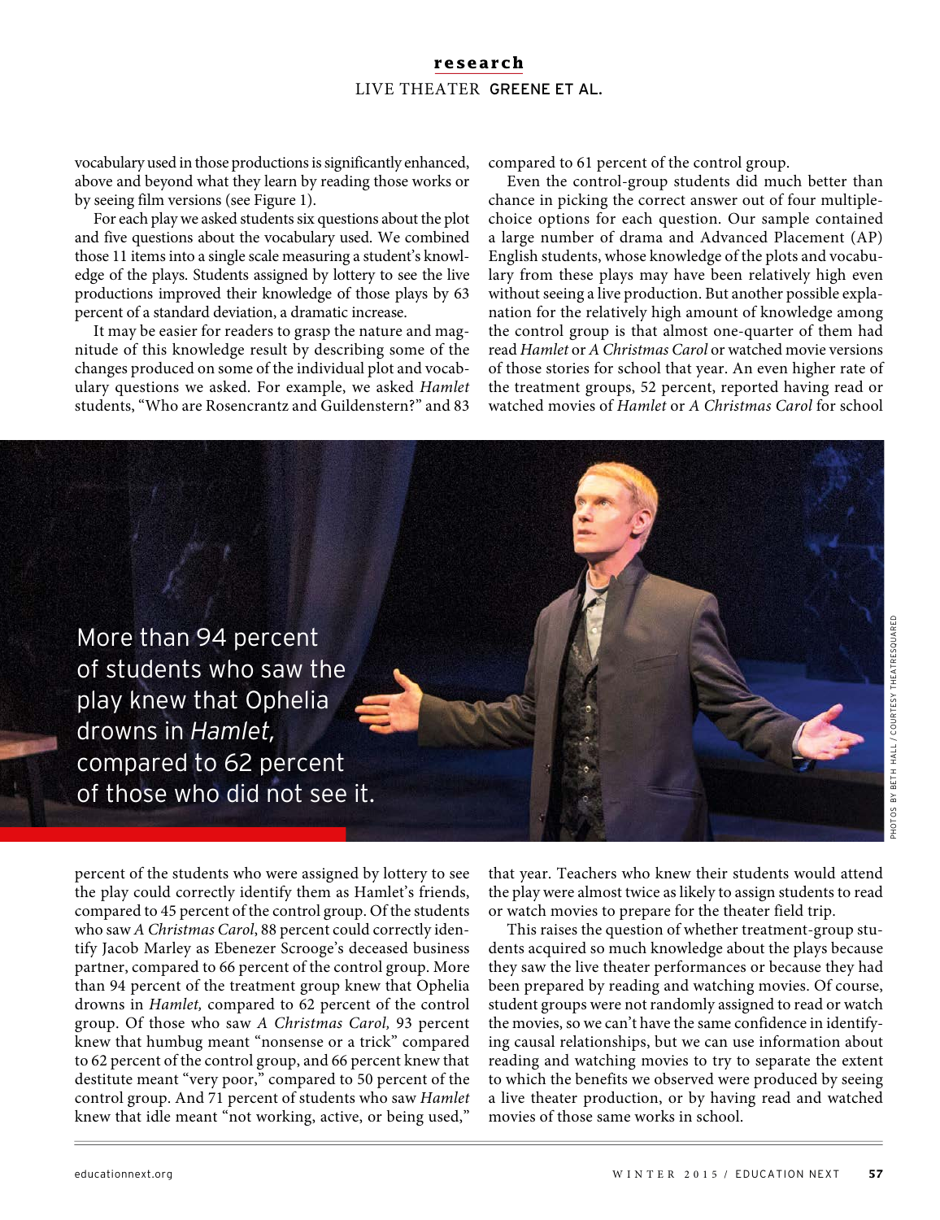vocabulary used in those productions is significantly enhanced, above and beyond what they learn by reading those works or by seeing film versions (see Figure 1).

For each play we asked students six questions about the plot and five questions about the vocabulary used. We combined those 11 items into a single scale measuring a student's knowledge of the plays. Students assigned by lottery to see the live productions improved their knowledge of those plays by 63 percent of a standard deviation, a dramatic increase.

It may be easier for readers to grasp the nature and magnitude of this knowledge result by describing some of the changes produced on some of the individual plot and vocabulary questions we asked. For example, we asked *Hamlet* students, "Who are Rosencrantz and Guildenstern?" and 83 percent of the students who were assigned by lottery to see the play could correctly identify them as Hamlet's friends, compared to 45 percent of the control group. Of the students who saw *A Christmas Carol*, 88 percent could correctly identify Jacob Marley as Ebenezer Scrooge's deceased business partner, compared to 66 percent of the control group. More than 94 percent of the treatment group knew that Ophelia drowns in *Hamlet,* compared to 62 percent of the control group. Of those who saw *A Christmas Carol,* 93 percent knew that humbug meant "nonsense or a trick" compared to 62 percent of the control group, and 66 percent knew that destitute meant "very poor," compared to 50 percent of the control group. And 71 percent of students who saw *Hamlet* knew that idle meant "not working, active, or being used," compared to 61 percent of the control group.

Even the control-group students did much better than chance in picking the correct answer out of four multiple-choice options for each question. Our sample contained a large number of drama and Advanced Placement (AP) English students, whose knowledge of the plots and vocabulary from these plays may have been relatively high even without seeing a live production. But another possible explanation for the relatively high amount of knowledge among the control group is that almost one-quarter of them had read *Hamlet* or *A Christmas Carol* or watched movie versions of those stories for school that year. An even higher rate of the treatment groups, 52 percent, reported having read or watched movies of *Hamlet* or *A Christmas Carol* for school that year. Teachers who knew their students would attend the play were almost twice as likely to assign students to read or watch movies to prepare for the theater field trip.

This raises the question of whether treatment-group students acquired so much knowledge about the plays because they saw the live theater performances or because they had been prepared by reading and watching movies. Of course, student groups were not randomly assigned to read or watch the movies, so we can't have the same confidence in identifying causal relationships, but we can use information about reading and watching movies to try to separate the extent to which the benefits we observed were produced by seeing a live theater production, or by having read and watched movies of those same works in school.

More than 94 percent of students who saw the play knew that Ophelia drowns in *Hamlet,* compared to 62 percent of those who did not see it.

PHOTOS BY BETH HALL / COURTESY THEATRESQUARED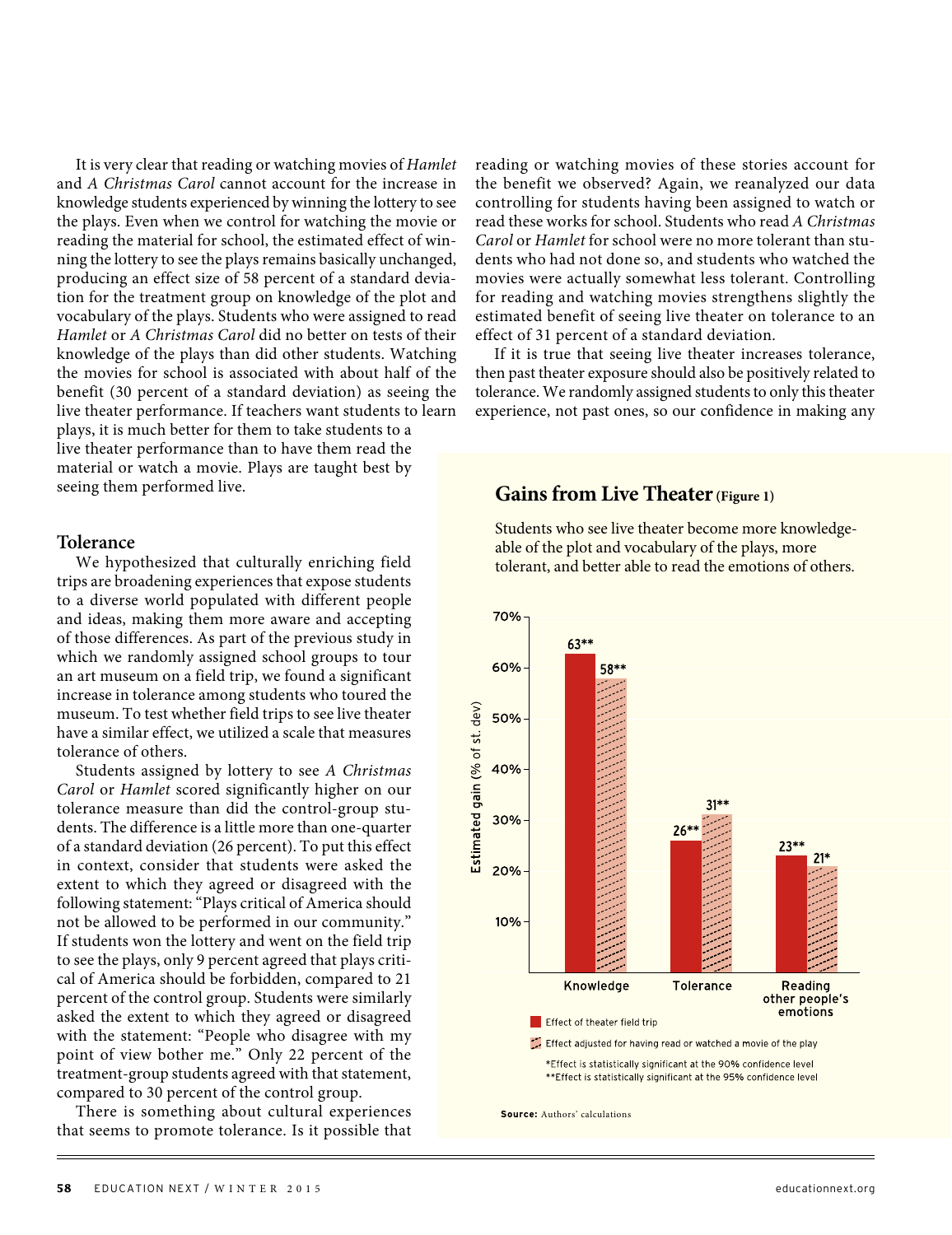It is very clear that reading or watching movies of *Hamlet* and *A Christmas Carol* cannot account for the increase in knowledge students experienced by winning the lottery to see the plays. Even when we control for watching the movie or reading the material for school, the estimated effect of winning the lottery to see the plays remains basically unchanged, producing an effect size of 58 percent of a standard deviation for the treatment group on knowledge of the plot and vocabulary of the plays. Students who were assigned to read *Hamlet* or *A Christmas Carol* did no better on tests of their knowledge of the plays than did other students. Watching the movies for school is associated with about half of the benefit (30 percent of a standard deviation) as seeing the live theater performance. If teachers want students to learn plays, it is much better for them to take students to a live theater performance than to have them read the material or watch a movie. Plays are taught best by seeing them performed live.

### Tolerance

We hypothesized that culturally enriching field trips are broadening experiences that expose students to a diverse world populated with different people and ideas, making them more aware and accepting of those differences. As part of the previous study in which we randomly assigned school groups to tour an art museum on a field trip, we found a significant increase in tolerance among students who toured the museum. To test whether field trips to see live theater have a similar effect, we utilized a scale that measures tolerance of others.

Students assigned by lottery to see *A Christmas Carol* or *Hamlet* scored significantly higher on our tolerance measure than did the control-group students. The difference is a little more than one-quarter of a standard deviation (26 percent). To put this effect in context, consider that students were asked the extent to which they agreed or disagreed with the following statement: "Plays critical of America should not be allowed to be performed in our community." If students won the lottery and went on the field trip to see the plays, only 9 percent agreed that plays critical of America should be forbidden, compared to 21 percent of the control group. Students were similarly asked the extent to which they agreed or disagreed with the statement: "People who disagree with my point of view bother me." Only 22 percent of the treatment-group students agreed with that statement, compared to 30 percent of the control group.

There is something about cultural experiences that seems to promote tolerance. Is it possible that reading or watching movies of these stories account for the benefit we observed? Again, we reanalyzed our data controlling for students having been assigned to watch or read these works for school. Students who read *A Christmas Carol* or *Hamlet* for school were no more tolerant than students who had not done so, and students who watched the movies were actually somewhat less tolerant. Controlling for reading and watching movies strengthens slightly the estimated benefit of seeing live theater on tolerance to an effect of 31 percent of a standard deviation.

If it is true that seeing live theater increases tolerance, then past theater exposure should also be positively related to tolerance. We randomly assigned students to only this theater experience, not past ones, so our confidence in making any

## Gains from Live Theater (Figure 1)

Students who see live theater become more knowledgeable of the plot and vocabulary of the plays, more tolerant, and better able to read the emotions of others.

| Estimated gain (% of st. dev) | Knowledge | Tolerance | Reading other people's emotions |
|---|---|---|---|
| Effect of theater field trip | 63** | 26** | 23** |
| Effect adjusted for having read or watched a movie of the play | 58** | 31** | 21* |

*Effect is statistically significant at the 90% confidence level
**Effect is statistically significant at the 95% confidence level

**Source:** Authors' calculations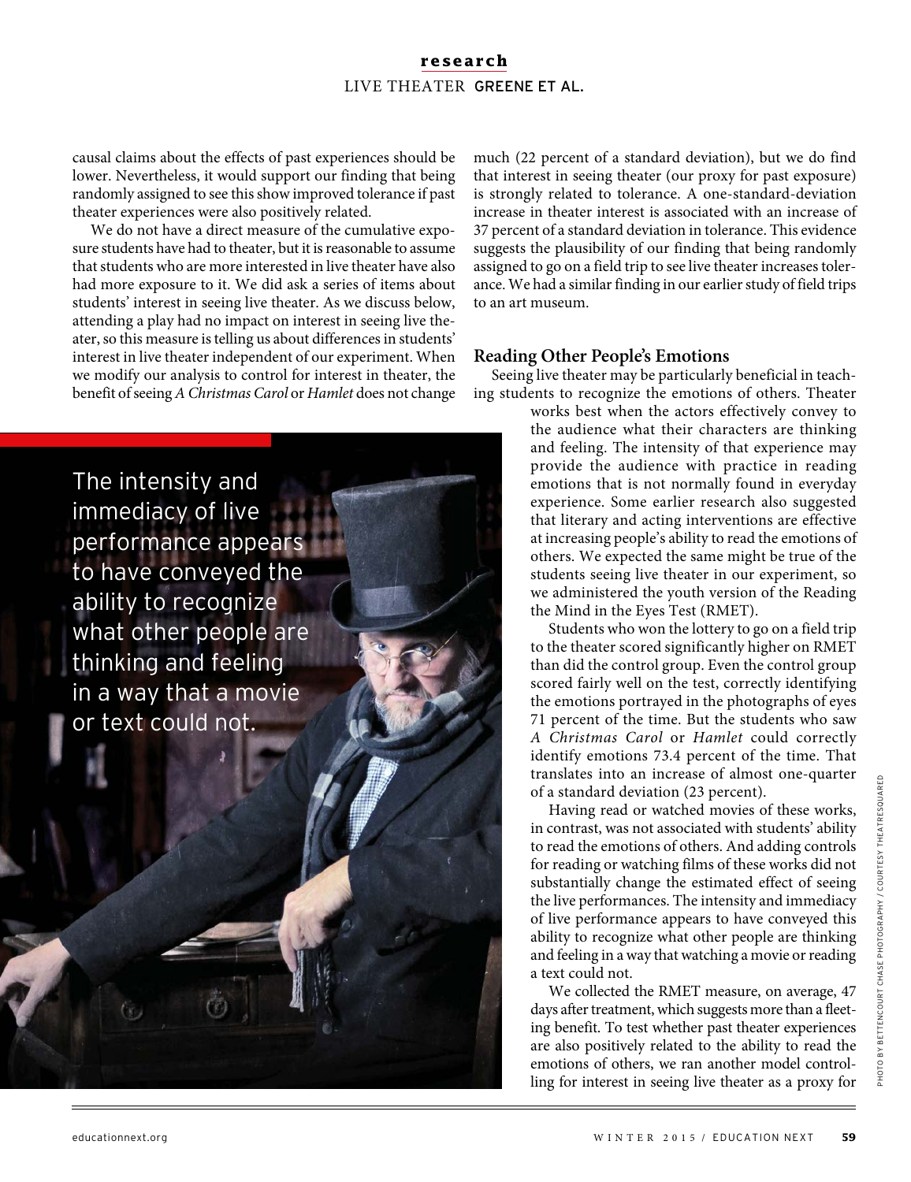causal claims about the effects of past experiences should be lower. Nevertheless, it would support our finding that being randomly assigned to see this show improved tolerance if past theater experiences were also positively related.

We do not have a direct measure of the cumulative exposure students have had to theater, but it is reasonable to assume that students who are more interested in live theater have also had more exposure to it. We did ask a series of items about students' interest in seeing live theater. As we discuss below, attending a play had no impact on interest in seeing live theater, so this measure is telling us about differences in students' interest in live theater independent of our experiment. When we modify our analysis to control for interest in theater, the benefit of seeing *A Christmas Carol* or *Hamlet* does not change much (22 percent of a standard deviation), but we do find that interest in seeing theater (our proxy for past exposure) is strongly related to tolerance. A one-standard-deviation increase in theater interest is associated with an increase of 37 percent of a standard deviation in tolerance. This evidence suggests the plausibility of our finding that being randomly assigned to go on a field trip to see live theater increases tolerance. We had a similar finding in our earlier study of field trips to an art museum.

> The intensity and immediacy of live performance appears to have conveyed the ability to recognize what other people are thinking and feeling in a way that a movie or text could not.

## Reading Other People's Emotions

Seeing live theater may be particularly beneficial in teaching students to recognize the emotions of others. Theater works best when the actors effectively convey to the audience what their characters are thinking and feeling. The intensity of that experience may provide the audience with practice in reading emotions that is not normally found in everyday experience. Some earlier research also suggested that literary and acting interventions are effective at increasing people's ability to read the emotions of others. We expected the same might be true of the students seeing live theater in our experiment, so we administered the youth version of the Reading the Mind in the Eyes Test (RMET).

Students who won the lottery to go on a field trip to the theater scored significantly higher on RMET than did the control group. Even the control group scored fairly well on the test, correctly identifying the emotions portrayed in the photographs of eyes 71 percent of the time. But the students who saw *A Christmas Carol* or *Hamlet* could correctly identify emotions 73.4 percent of the time. That translates into an increase of almost one-quarter of a standard deviation (23 percent).

Having read or watched movies of these works, in contrast, was not associated with students' ability to read the emotions of others. And adding controls for reading or watching films of these works did not substantially change the estimated effect of seeing the live performances. The intensity and immediacy of live performance appears to have conveyed this ability to recognize what other people are thinking and feeling in a way that watching a movie or reading a text could not.

We collected the RMET measure, on average, 47 days after treatment, which suggests more than a fleeting benefit. To test whether past theater experiences are also positively related to the ability to read the emotions of others, we ran another model controlling for interest in seeing live theater as a proxy for

PHOTO BY BETTENCOURT CHASE PHOTOGRAPHY / COURTESY THEATRESQUARED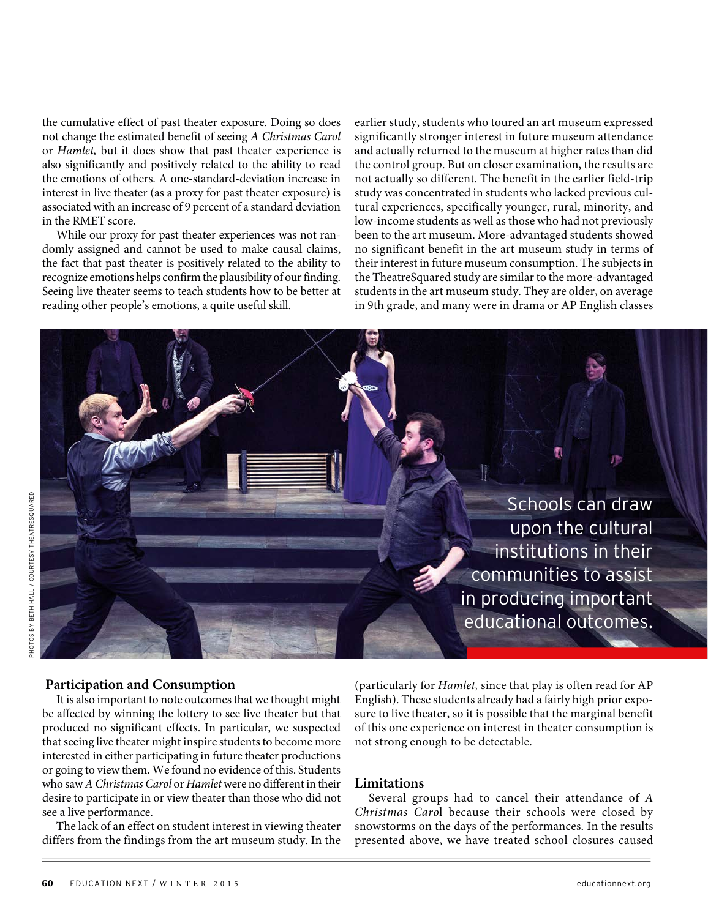the cumulative effect of past theater exposure. Doing so does not change the estimated benefit of seeing *A Christmas Carol* or *Hamlet,* but it does show that past theater experience is also significantly and positively related to the ability to read the emotions of others. A one-standard-deviation increase in interest in live theater (as a proxy for past theater exposure) is associated with an increase of 9 percent of a standard deviation in the RMET score.

While our proxy for past theater experiences was not randomly assigned and cannot be used to make causal claims, the fact that past theater is positively related to the ability to recognize emotions helps confirm the plausibility of our finding. Seeing live theater seems to teach students how to be better at reading other people's emotions, a quite useful skill.

## Participation and Consumption

It is also important to note outcomes that we thought might be affected by winning the lottery to see live theater but that produced no significant effects. In particular, we suspected that seeing live theater might inspire students to become more interested in either participating in future theater productions or going to view them. We found no evidence of this. Students who saw *A Christmas Carol* or *Hamlet* were no different in their desire to participate in or view theater than those who did not see a live performance.

The lack of an effect on student interest in viewing theater differs from the findings from the art museum study. In the earlier study, students who toured an art museum expressed significantly stronger interest in future museum attendance and actually returned to the museum at higher rates than did the control group. But on closer examination, the results are not actually so different. The benefit in the earlier field-trip study was concentrated in students who lacked previous cultural experiences, specifically younger, rural, minority, and low-income students as well as those who had not previously been to the art museum. More-advantaged students showed no significant benefit in the art museum study in terms of their interest in future museum consumption. The subjects in the TheatreSquared study are similar to the more-advantaged students in the art museum study. They are older, on average in 9th grade, and many were in drama or AP English classes (particularly for *Hamlet,* since that play is often read for AP English). These students already had a fairly high prior exposure to live theater, so it is possible that the marginal benefit of this one experience on interest in theater consumption is not strong enough to be detectable.

Schools can draw upon the cultural institutions in their communities to assist in producing important educational outcomes.

PHOTOS BY BETH HALL / COURTESY THEATRESQUARED

## Limitations

Several groups had to cancel their attendance of *A Christmas Carol* because their schools were closed by snowstorms on the days of the performances. In the results presented above, we have treated school closures caused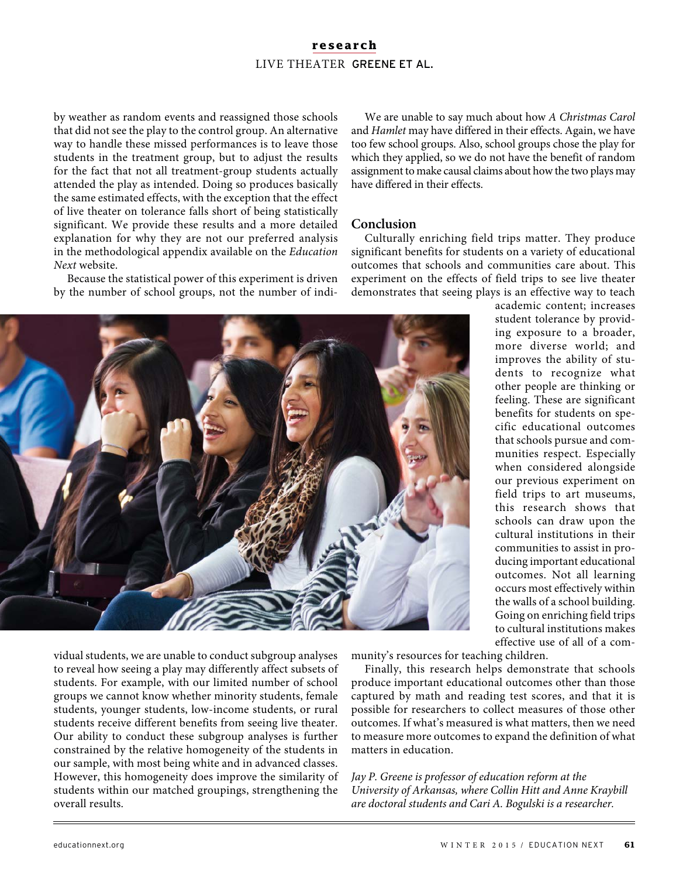by weather as random events and reassigned those schools that did not see the play to the control group. An alternative way to handle these missed performances is to leave those students in the treatment group, but to adjust the results for the fact that not all treatment-group students actually attended the play as intended. Doing so produces basically the same estimated effects, with the exception that the effect of live theater on tolerance falls short of being statistically significant. We provide these results and a more detailed explanation for why they are not our preferred analysis in the methodological appendix available on the *Education Next* website.

Because the statistical power of this experiment is driven by the number of school groups, not the number of individual students, we are unable to conduct subgroup analyses to reveal how seeing a play may differently affect subsets of students. For example, with our limited number of school groups we cannot know whether minority students, female students, younger students, low-income students, or rural students receive different benefits from seeing live theater. Our ability to conduct these subgroup analyses is further constrained by the relative homogeneity of the students in our sample, with most being white and in advanced classes. However, this homogeneity does improve the similarity of students within our matched groupings, strengthening the overall results.

We are unable to say much about how *A Christmas Carol* and *Hamlet* may have differed in their effects. Again, we have too few school groups. Also, school groups chose the play for which they applied, so we do not have the benefit of random assignment to make causal claims about how the two plays may have differed in their effects.

## Conclusion

Culturally enriching field trips matter. They produce significant benefits for students on a variety of educational outcomes that schools and communities care about. This experiment on the effects of field trips to see live theater demonstrates that seeing plays is an effective way to teach academic content; increases student tolerance by providing exposure to a broader, more diverse world; and improves the ability of students to recognize what other people are thinking or feeling. These are significant benefits for students on specific educational outcomes that schools pursue and communities respect. Especially when considered alongside our previous experiment on field trips to art museums, this research shows that schools can draw upon the cultural institutions in their communities to assist in producing important educational outcomes. Not all learning occurs most effectively within the walls of a school building. Going on enriching field trips to cultural institutions makes effective use of all of a community's resources for teaching children.

Finally, this research helps demonstrate that schools produce important educational outcomes other than those captured by math and reading test scores, and that it is possible for researchers to collect measures of those other outcomes. If what's measured is what matters, then we need to measure more outcomes to expand the definition of what matters in education.

*Jay P. Greene is professor of education reform at the University of Arkansas, where Collin Hitt and Anne Kraybill are doctoral students and Cari A. Bogulski is a researcher.*